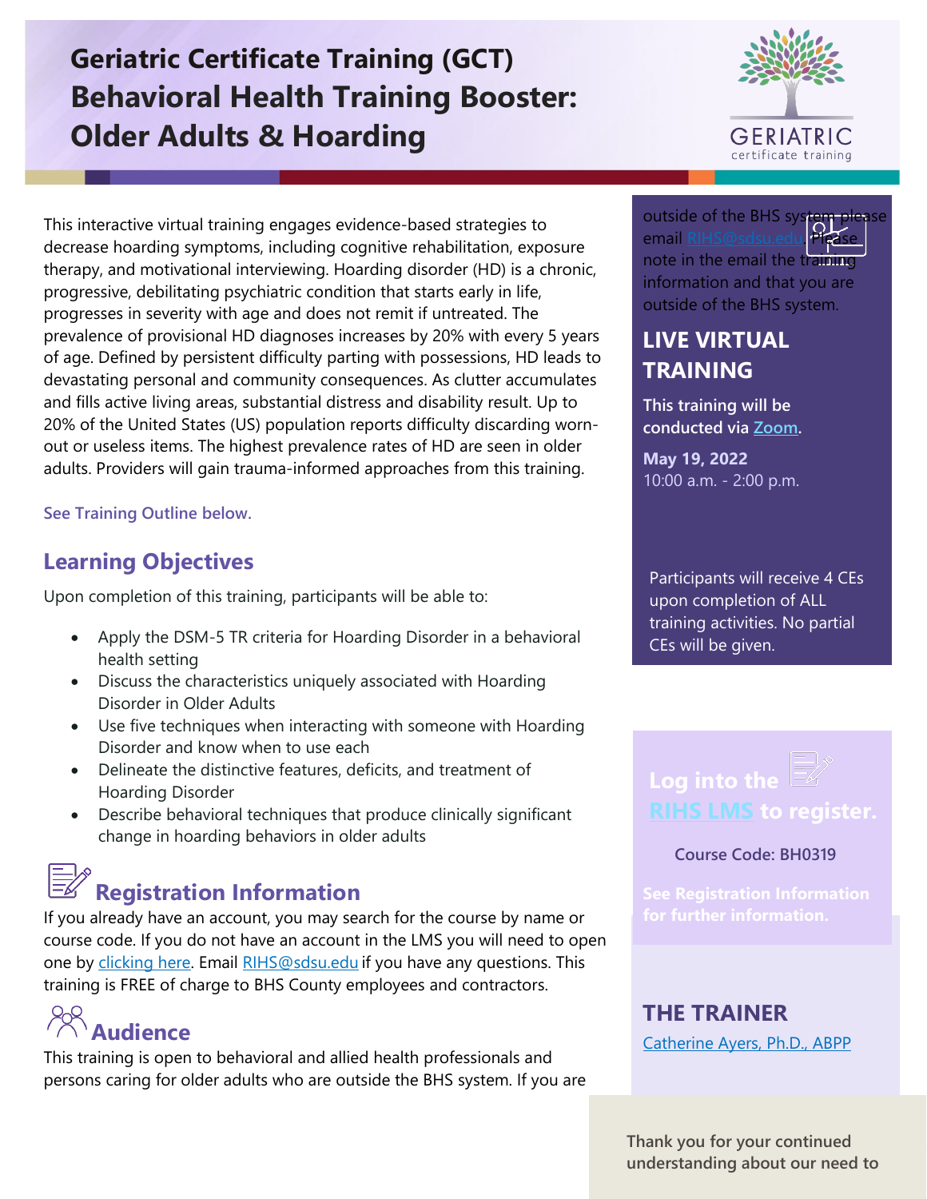# Geriatric Certificate Training (GCT) Behavioral Health Training Booster: Older Adults & Hoarding

This interactive virtual training engages evidence-based strategies to decrease hoarding symptoms, including cognitive rehabilitation, exposure therapy, and motivational interviewing. Hoarding disorder (HD) is a chronic, progressive, debilitating psychiatric condition that starts early in life, progresses in severity with age and does not remit if untreated. The prevalence of provisional HD diagnoses increases by 20% with every 5 years of age. Defined by persistent difficulty parting with possessions, HD leads to devastating personal and community consequences. As clutter accumulates and fills active living areas, substantial distress and disability result. Up to 20% of the United States (US) population reports difficulty discarding worn-out or useless items. The highest prevalence rates of HD are seen in older adults. Providers will gain trauma-informed approaches from this training.

See Training Outline below.

## Learning Objectives

Upon completion of this training, participants will be able to:

- Apply the DSM-5 TR criteria for Hoarding Disorder in a behavioral health setting
- Discuss the characteristics uniquely associated with Hoarding Disorder in Older Adults
- Use five techniques when interacting with someone with Hoarding Disorder and know when to use each
- Delineate the distinctive features, deficits, and treatment of Hoarding Disorder
- Describe behavioral techniques that produce clinically significant change in hoarding behaviors in older adults

## Registration Information

If you already have an account, you may search for the course by name or course code. If you do not have an account in the LMS you will need to open one by clicking here. Email RIHS@sdsu.edu if you have any questions. This training is FREE of charge to BHS County employees and contractors.

## Audience

This training is open to behavioral and allied health professionals and persons caring for older adults who are outside the BHS system. If you are outside of the BHS system please email RIHS@sdsu.edu. Please note in the email the training information and that you are outside of the BHS system.

## LIVE VIRTUAL TRAINING

**This training will be conducted via Zoom.**

**May 19, 2022**
10:00 a.m. - 2:00 p.m.

Participants will receive 4 CEs upon completion of ALL training activities. No partial CEs will be given.

**Log into the RIHS LMS to register.**

Course Code: BH0319

**See Registration Information for further information.**

## THE TRAINER

Catherine Ayers, Ph.D., ABPP

Thank you for your continued understanding about our need to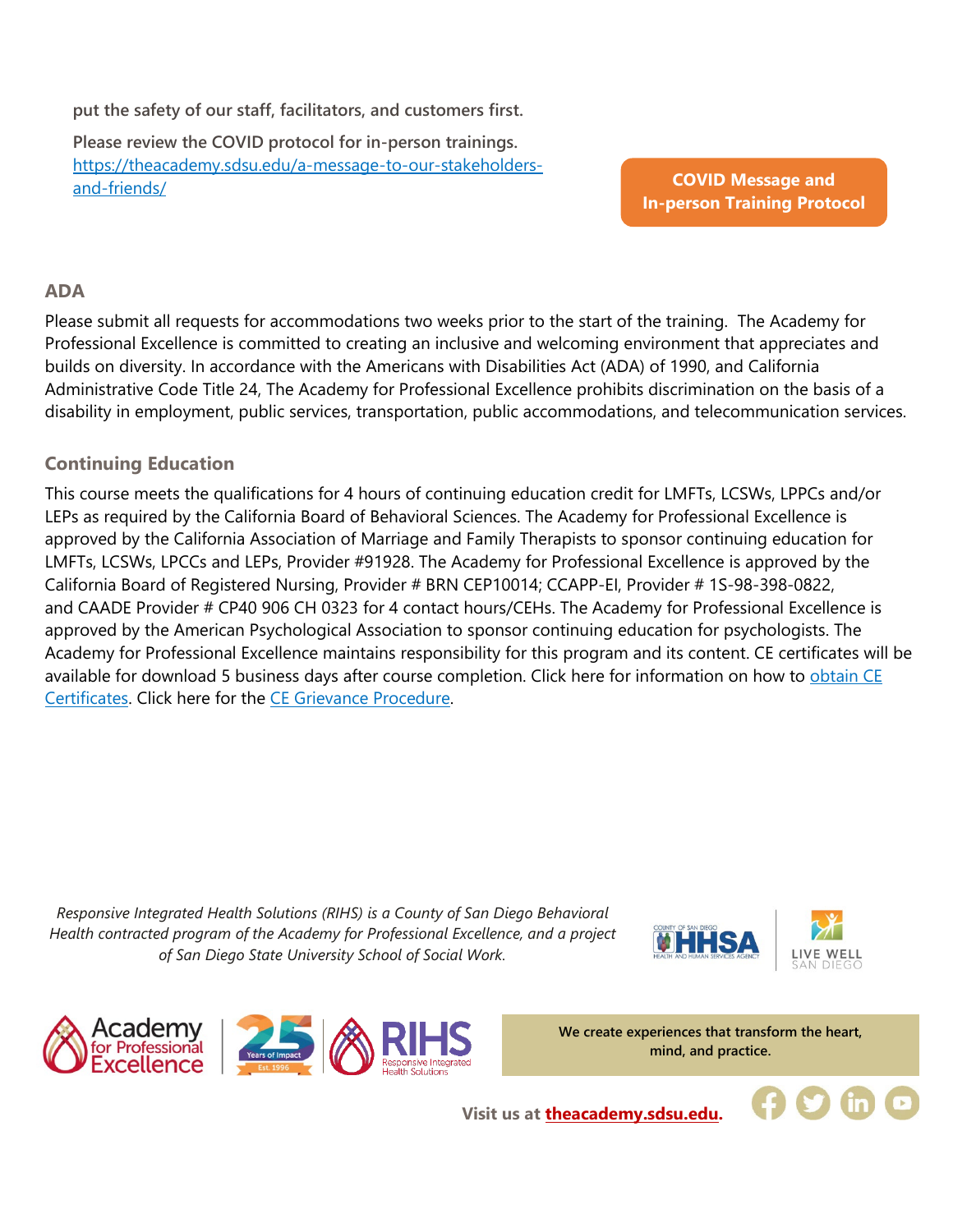put the safety of our staff, facilitators, and customers first.

Please review the COVID protocol for in-person trainings. https://theacademy.sdsu.edu/a-message-to-our-stakeholders-and-friends/

**COVID Message and In-person Training Protocol**

## ADA

Please submit all requests for accommodations two weeks prior to the start of the training. The Academy for Professional Excellence is committed to creating an inclusive and welcoming environment that appreciates and builds on diversity. In accordance with the Americans with Disabilities Act (ADA) of 1990, and California Administrative Code Title 24, The Academy for Professional Excellence prohibits discrimination on the basis of a disability in employment, public services, transportation, public accommodations, and telecommunication services.

## Continuing Education

This course meets the qualifications for 4 hours of continuing education credit for LMFTs, LCSWs, LPPCs and/or LEPs as required by the California Board of Behavioral Sciences. The Academy for Professional Excellence is approved by the California Association of Marriage and Family Therapists to sponsor continuing education for LMFTs, LCSWs, LPCCs and LEPs, Provider #91928. The Academy for Professional Excellence is approved by the California Board of Registered Nursing, Provider # BRN CEP10014; CCAPP-EI, Provider # 1S-98-398-0822, and CAADE Provider # CP40 906 CH 0323 for 4 contact hours/CEHs. The Academy for Professional Excellence is approved by the American Psychological Association to sponsor continuing education for psychologists. The Academy for Professional Excellence maintains responsibility for this program and its content. CE certificates will be available for download 5 business days after course completion. Click here for information on how to obtain CE Certificates. Click here for the CE Grievance Procedure.

*Responsive Integrated Health Solutions (RIHS) is a County of San Diego Behavioral Health contracted program of the Academy for Professional Excellence, and a project of San Diego State University School of Social Work.*

**We create experiences that transform the heart, mind, and practice.**

**Visit us at theacademy.sdsu.edu.**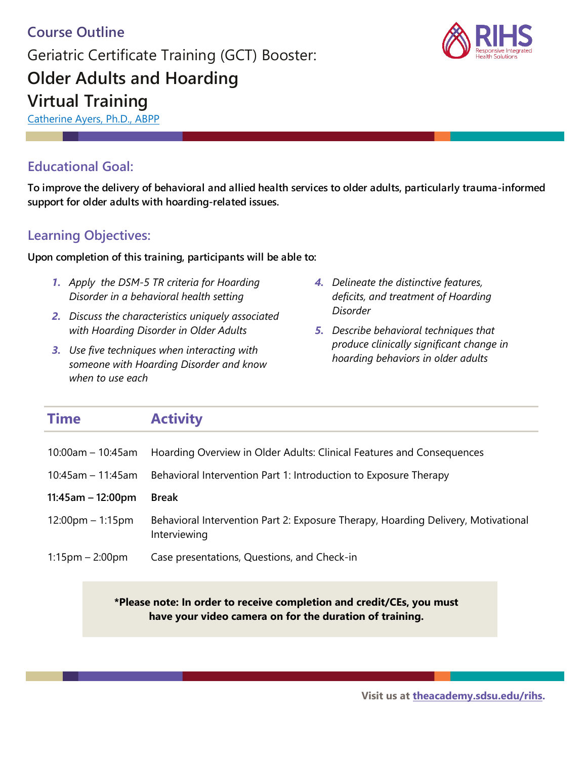## Course Outline

Geriatric Certificate Training (GCT) Booster:

# Older Adults and Hoarding Virtual Training

Catherine Ayers, Ph.D., ABPP

### Educational Goal:

**To improve the delivery of behavioral and allied health services to older adults, particularly trauma-informed support for older adults with hoarding-related issues.**

### Learning Objectives:

**Upon completion of this training, participants will be able to:**

1. *Apply the DSM-5 TR criteria for Hoarding Disorder in a behavioral health setting*
2. *Discuss the characteristics uniquely associated with Hoarding Disorder in Older Adults*
3. *Use five techniques when interacting with someone with Hoarding Disorder and know when to use each*
4. *Delineate the distinctive features, deficits, and treatment of Hoarding Disorder*
5. *Describe behavioral techniques that produce clinically significant change in hoarding behaviors in older adults*

| Time | Activity |
|---|---|
| 10:00am – 10:45am | Hoarding Overview in Older Adults: Clinical Features and Consequences |
| 10:45am – 11:45am | Behavioral Intervention Part 1: Introduction to Exposure Therapy |
| **11:45am – 12:00pm** | **Break** |
| 12:00pm – 1:15pm | Behavioral Intervention Part 2: Exposure Therapy, Hoarding Delivery, Motivational Interviewing |
| 1:15pm – 2:00pm | Case presentations, Questions, and Check-in |

**\*Please note: In order to receive completion and credit/CEs, you must have your video camera on for the duration of training.**

**Visit us at theacademy.sdsu.edu/rihs.**